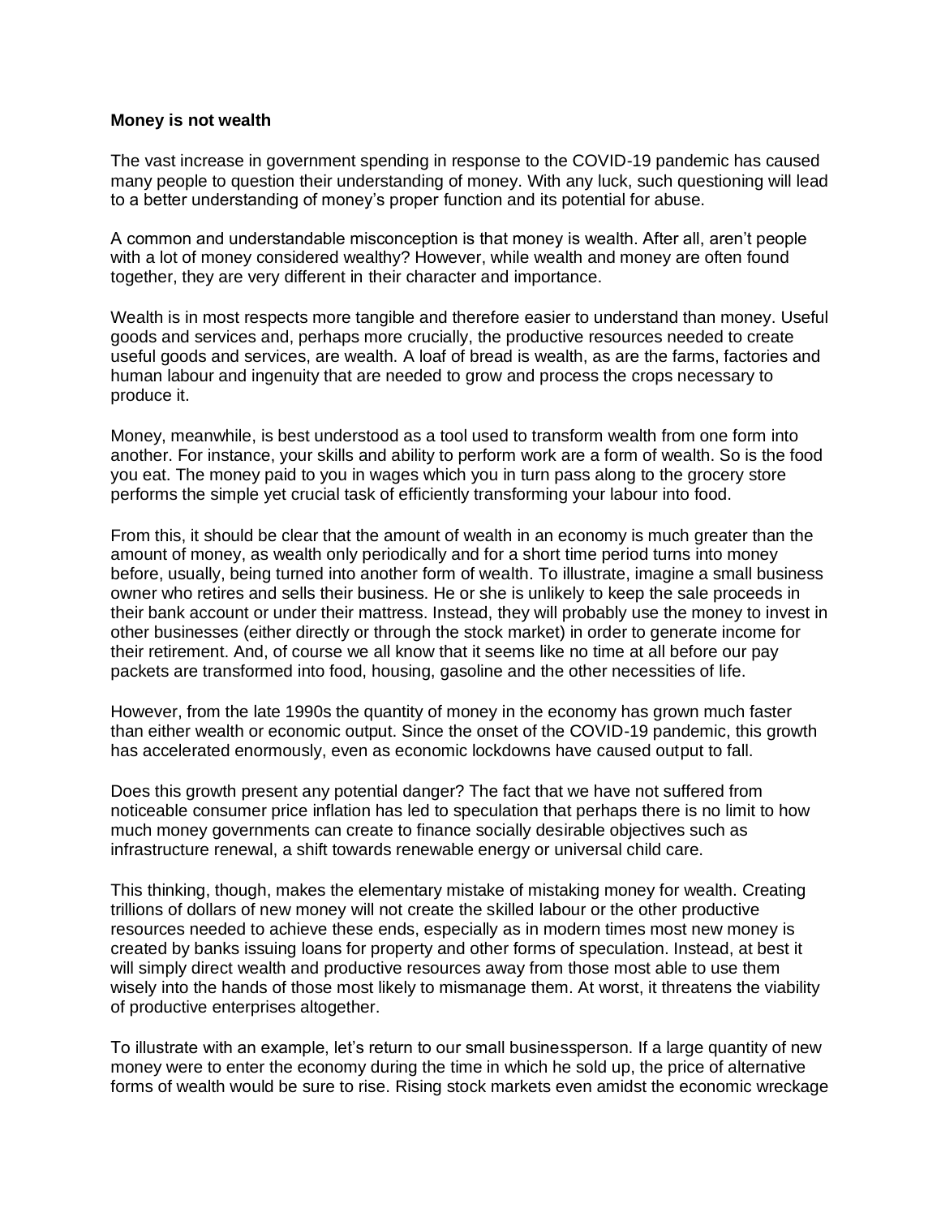**Money is not wealth**

The vast increase in government spending in response to the COVID-19 pandemic has caused many people to question their understanding of money. With any luck, such questioning will lead to a better understanding of money's proper function and its potential for abuse.

A common and understandable misconception is that money is wealth. After all, aren't people with a lot of money considered wealthy? However, while wealth and money are often found together, they are very different in their character and importance.

Wealth is in most respects more tangible and therefore easier to understand than money. Useful goods and services and, perhaps more crucially, the productive resources needed to create useful goods and services, are wealth. A loaf of bread is wealth, as are the farms, factories and human labour and ingenuity that are needed to grow and process the crops necessary to produce it.

Money, meanwhile, is best understood as a tool used to transform wealth from one form into another. For instance, your skills and ability to perform work are a form of wealth. So is the food you eat. The money paid to you in wages which you in turn pass along to the grocery store performs the simple yet crucial task of efficiently transforming your labour into food.

From this, it should be clear that the amount of wealth in an economy is much greater than the amount of money, as wealth only periodically and for a short time period turns into money before, usually, being turned into another form of wealth. To illustrate, imagine a small business owner who retires and sells their business. He or she is unlikely to keep the sale proceeds in their bank account or under their mattress. Instead, they will probably use the money to invest in other businesses (either directly or through the stock market) in order to generate income for their retirement. And, of course we all know that it seems like no time at all before our pay packets are transformed into food, housing, gasoline and the other necessities of life.

However, from the late 1990s the quantity of money in the economy has grown much faster than either wealth or economic output. Since the onset of the COVID-19 pandemic, this growth has accelerated enormously, even as economic lockdowns have caused output to fall.

Does this growth present any potential danger? The fact that we have not suffered from noticeable consumer price inflation has led to speculation that perhaps there is no limit to how much money governments can create to finance socially desirable objectives such as infrastructure renewal, a shift towards renewable energy or universal child care.

This thinking, though, makes the elementary mistake of mistaking money for wealth. Creating trillions of dollars of new money will not create the skilled labour or the other productive resources needed to achieve these ends, especially as in modern times most new money is created by banks issuing loans for property and other forms of speculation. Instead, at best it will simply direct wealth and productive resources away from those most able to use them wisely into the hands of those most likely to mismanage them. At worst, it threatens the viability of productive enterprises altogether.

To illustrate with an example, let's return to our small businessperson. If a large quantity of new money were to enter the economy during the time in which he sold up, the price of alternative forms of wealth would be sure to rise. Rising stock markets even amidst the economic wreckage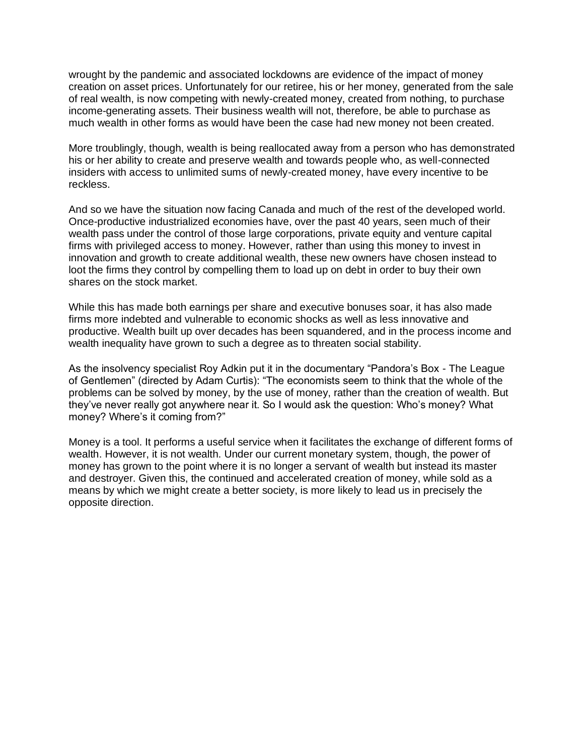wrought by the pandemic and associated lockdowns are evidence of the impact of money creation on asset prices. Unfortunately for our retiree, his or her money, generated from the sale of real wealth, is now competing with newly-created money, created from nothing, to purchase income-generating assets. Their business wealth will not, therefore, be able to purchase as much wealth in other forms as would have been the case had new money not been created.

More troublingly, though, wealth is being reallocated away from a person who has demonstrated his or her ability to create and preserve wealth and towards people who, as well-connected insiders with access to unlimited sums of newly-created money, have every incentive to be reckless.

And so we have the situation now facing Canada and much of the rest of the developed world. Once-productive industrialized economies have, over the past 40 years, seen much of their wealth pass under the control of those large corporations, private equity and venture capital firms with privileged access to money. However, rather than using this money to invest in innovation and growth to create additional wealth, these new owners have chosen instead to loot the firms they control by compelling them to load up on debt in order to buy their own shares on the stock market.

While this has made both earnings per share and executive bonuses soar, it has also made firms more indebted and vulnerable to economic shocks as well as less innovative and productive. Wealth built up over decades has been squandered, and in the process income and wealth inequality have grown to such a degree as to threaten social stability.

As the insolvency specialist Roy Adkin put it in the documentary "Pandora's Box - The League of Gentlemen" (directed by Adam Curtis): "The economists seem to think that the whole of the problems can be solved by money, by the use of money, rather than the creation of wealth. But they've never really got anywhere near it. So I would ask the question: Who's money? What money? Where's it coming from?"

Money is a tool. It performs a useful service when it facilitates the exchange of different forms of wealth. However, it is not wealth. Under our current monetary system, though, the power of money has grown to the point where it is no longer a servant of wealth but instead its master and destroyer. Given this, the continued and accelerated creation of money, while sold as a means by which we might create a better society, is more likely to lead us in precisely the opposite direction.